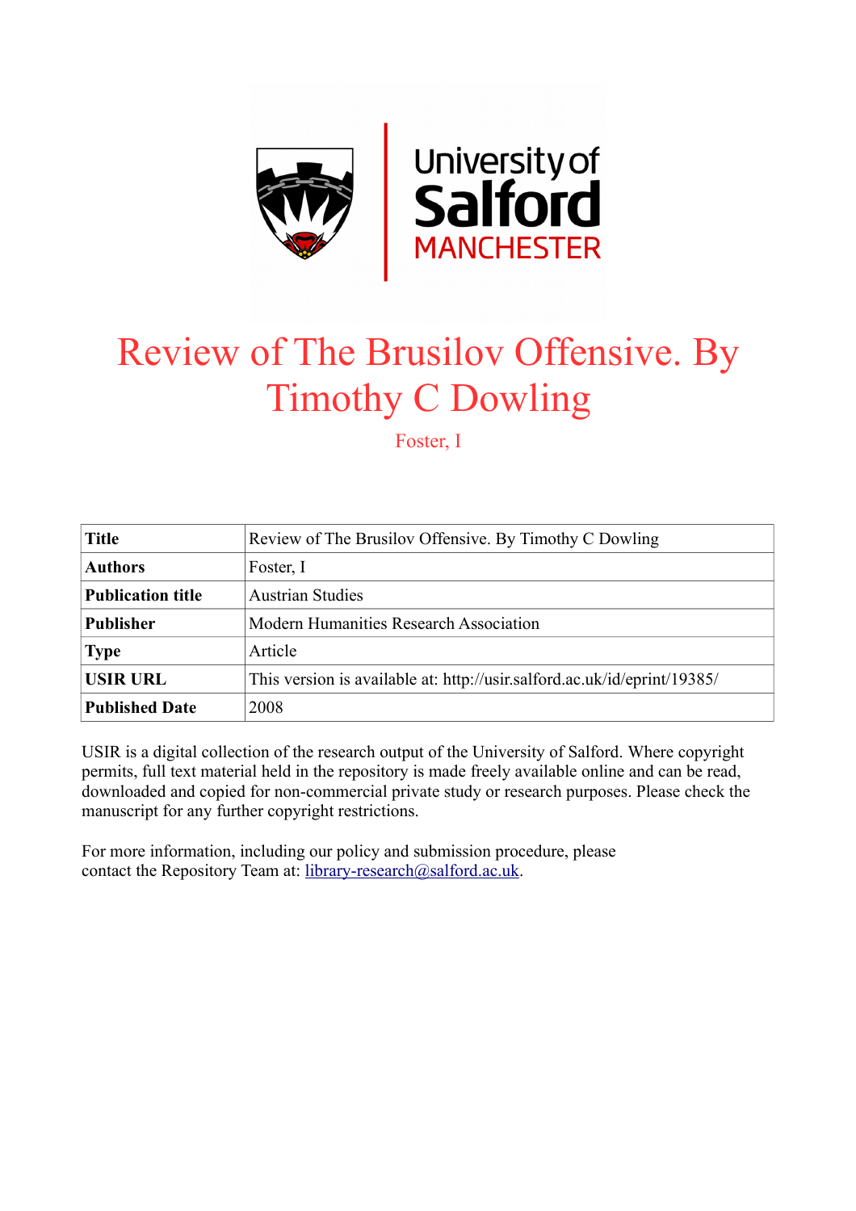# Review of The Brusilov Offensive. By Timothy C Dowling

Foster, I

| **Title** | Review of The Brusilov Offensive. By Timothy C Dowling |
|---|---|
| **Authors** | Foster, I |
| **Publication title** | Austrian Studies |
| **Publisher** | Modern Humanities Research Association |
| **Type** | Article |
| **USIR URL** | This version is available at: http://usir.salford.ac.uk/id/eprint/19385/ |
| **Published Date** | 2008 |

USIR is a digital collection of the research output of the University of Salford. Where copyright permits, full text material held in the repository is made freely available online and can be read, downloaded and copied for non-commercial private study or research purposes. Please check the manuscript for any further copyright restrictions.

For more information, including our policy and submission procedure, please contact the Repository Team at: library-research@salford.ac.uk.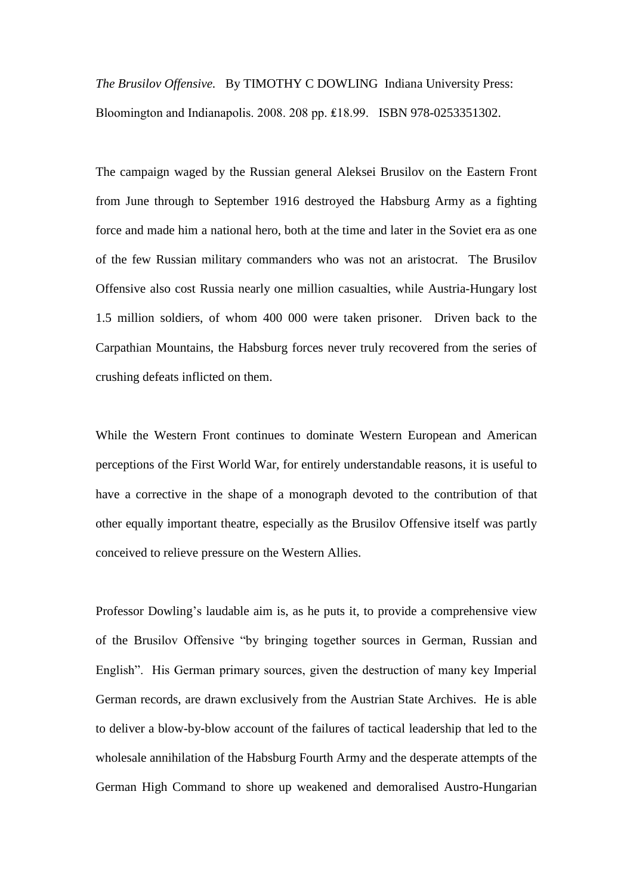*The Brusilov Offensive.* By TIMOTHY C DOWLING Indiana University Press: Bloomington and Indianapolis. 2008. 208 pp. ₤18.99. ISBN 978-0253351302.

The campaign waged by the Russian general Aleksei Brusilov on the Eastern Front from June through to September 1916 destroyed the Habsburg Army as a fighting force and made him a national hero, both at the time and later in the Soviet era as one of the few Russian military commanders who was not an aristocrat. The Brusilov Offensive also cost Russia nearly one million casualties, while Austria-Hungary lost 1.5 million soldiers, of whom 400 000 were taken prisoner. Driven back to the Carpathian Mountains, the Habsburg forces never truly recovered from the series of crushing defeats inflicted on them.

While the Western Front continues to dominate Western European and American perceptions of the First World War, for entirely understandable reasons, it is useful to have a corrective in the shape of a monograph devoted to the contribution of that other equally important theatre, especially as the Brusilov Offensive itself was partly conceived to relieve pressure on the Western Allies.

Professor Dowling's laudable aim is, as he puts it, to provide a comprehensive view of the Brusilov Offensive "by bringing together sources in German, Russian and English". His German primary sources, given the destruction of many key Imperial German records, are drawn exclusively from the Austrian State Archives. He is able to deliver a blow-by-blow account of the failures of tactical leadership that led to the wholesale annihilation of the Habsburg Fourth Army and the desperate attempts of the German High Command to shore up weakened and demoralised Austro-Hungarian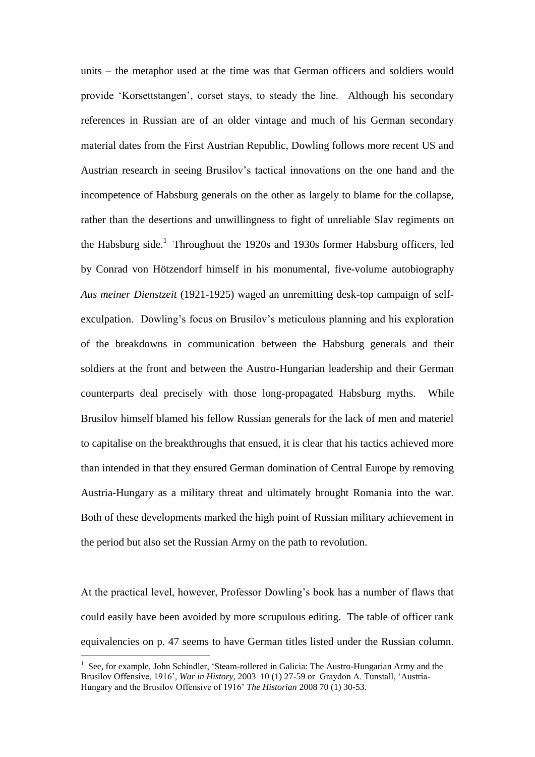units – the metaphor used at the time was that German officers and soldiers would provide 'Korsettstangen', corset stays, to steady the line. Although his secondary references in Russian are of an older vintage and much of his German secondary material dates from the First Austrian Republic, Dowling follows more recent US and Austrian research in seeing Brusilov's tactical innovations on the one hand and the incompetence of Habsburg generals on the other as largely to blame for the collapse, rather than the desertions and unwillingness to fight of unreliable Slav regiments on the Habsburg side.[1] Throughout the 1920s and 1930s former Habsburg officers, led by Conrad von Hötzendorf himself in his monumental, five-volume autobiography *Aus meiner Dienstzeit* (1921-1925) waged an unremitting desk-top campaign of self-exculpation. Dowling's focus on Brusilov's meticulous planning and his exploration of the breakdowns in communication between the Habsburg generals and their soldiers at the front and between the Austro-Hungarian leadership and their German counterparts deal precisely with those long-propagated Habsburg myths. While Brusilov himself blamed his fellow Russian generals for the lack of men and materiel to capitalise on the breakthroughs that ensued, it is clear that his tactics achieved more than intended in that they ensured German domination of Central Europe by removing Austria-Hungary as a military threat and ultimately brought Romania into the war. Both of these developments marked the high point of Russian military achievement in the period but also set the Russian Army on the path to revolution.

At the practical level, however, Professor Dowling's book has a number of flaws that could easily have been avoided by more scrupulous editing. The table of officer rank equivalencies on p. 47 seems to have German titles listed under the Russian column.

[1] See, for example, John Schindler, 'Steam-rollered in Galicia: The Austro-Hungarian Army and the Brusilov Offensive, 1916', *War in History*, 2003 10 (1) 27-59 or Graydon A. Tunstall, 'Austria-Hungary and the Brusilov Offensive of 1916' *The Historian* 2008 70 (1) 30-53.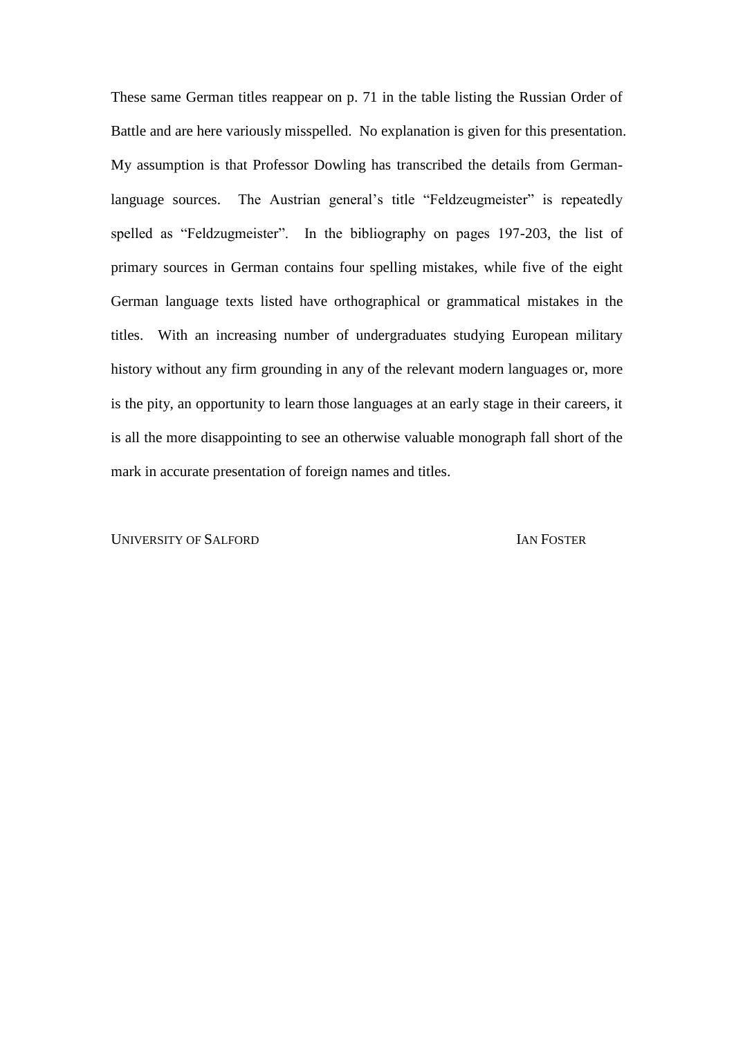These same German titles reappear on p. 71 in the table listing the Russian Order of Battle and are here variously misspelled. No explanation is given for this presentation. My assumption is that Professor Dowling has transcribed the details from German-language sources. The Austrian general's title "Feldzeugmeister" is repeatedly spelled as "Feldzugmeister". In the bibliography on pages 197-203, the list of primary sources in German contains four spelling mistakes, while five of the eight German language texts listed have orthographical or grammatical mistakes in the titles. With an increasing number of undergraduates studying European military history without any firm grounding in any of the relevant modern languages or, more is the pity, an opportunity to learn those languages at an early stage in their careers, it is all the more disappointing to see an otherwise valuable monograph fall short of the mark in accurate presentation of foreign names and titles.

UNIVERSITY OF SALFORD — IAN FOSTER